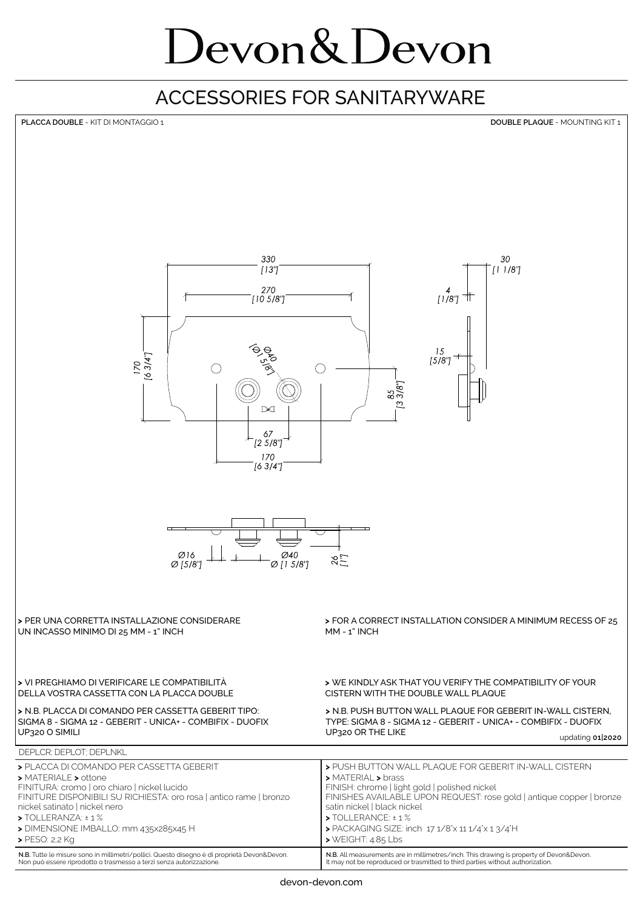# Devon&Devon

## ACCESSORIES FOR SANITARYWARE

**PLACCA DOUBLE** - KIT DI MONTAGGIO 1

**DOUBLE PLAQUE** - MOUNTING KIT 1

330 [13"]
270 [10 5/8"]
170 [6 3/4"]
Ø40 [Ø1 5/8"]
85 [3 3/8"]
67 [2 5/8"]
170 [6 3/4"]
30 [1 1/8"]
4 [1/8"]
15 [5/8"]
Ø16 Ø [5/8"]
Ø40 Ø [1 5/8"]
26 [1"]

> PER UNA CORRETTA INSTALLAZIONE CONSIDERARE UN INCASSO MINIMO DI 25 MM - 1" INCH

> FOR A CORRECT INSTALLATION CONSIDER A MINIMUM RECESS OF 25 MM - 1" INCH

> VI PREGHIAMO DI VERIFICARE LE COMPATIBILITÀ DELLA VOSTRA CASSETTA CON LA PLACCA DOUBLE

> N.B. PLACCA DI COMANDO PER CASSETTA GEBERIT TIPO: SIGMA 8 - SIGMA 12 - GEBERIT - UNICA+ - COMBIFIX - DUOFIX UP320 O SIMILI

> WE KINDLY ASK THAT YOU VERIFY THE COMPATIBILITY OF YOUR CISTERN WITH THE DOUBLE WALL PLAQUE

> N.B. PUSH BUTTON WALL PLAQUE FOR GEBERIT IN-WALL CISTERN, TYPE: SIGMA 8 - SIGMA 12 - GEBERIT - UNICA+ - COMBIFIX - DUOFIX UP320 OR THE LIKE

updating **01|2020**

DEPLCR; DEPLOT; DEPLNKL

> PLACCA DI COMANDO PER CASSETTA GEBERIT
> MATERIALE > ottone
FINITURA: cromo | oro chiaro | nickel lucido
FINITURE DISPONIBILI SU RICHIESTA: oro rosa | antico rame | bronzo nickel satinato | nickel nero
> TOLLERANZA: ± 1 %
> DIMENSIONE IMBALLO: mm 435x285x45 H
> PESO: 2,2 Kg

> PUSH BUTTON WALL PLAQUE FOR GEBERIT IN-WALL CISTERN
> MATERIAL > brass
FINISH: chrome | light gold | polished nickel
FINISHES AVAILABLE UPON REQUEST: rose gold | antique copper | bronze satin nickel | black nickel
> TOLLERANCE: ± 1 %
> PACKAGING SIZE: inch 17 1/8"x 11 1/4"x 1 3/4"H
> WEIGHT: 4.85 Lbs

**N.B.** Tutte le misure sono in millimetri/pollici. Questo disegno è di proprietà Devon&Devon. Non può essere riprodotto o trasmesso a terzi senza autorizzazione.

**N.B.** All measurements are in millimetres/inch. This drawing is property of Devon&Devon. It may not be reproduced or trasmitted to third parties without authorization.

devon-devon.com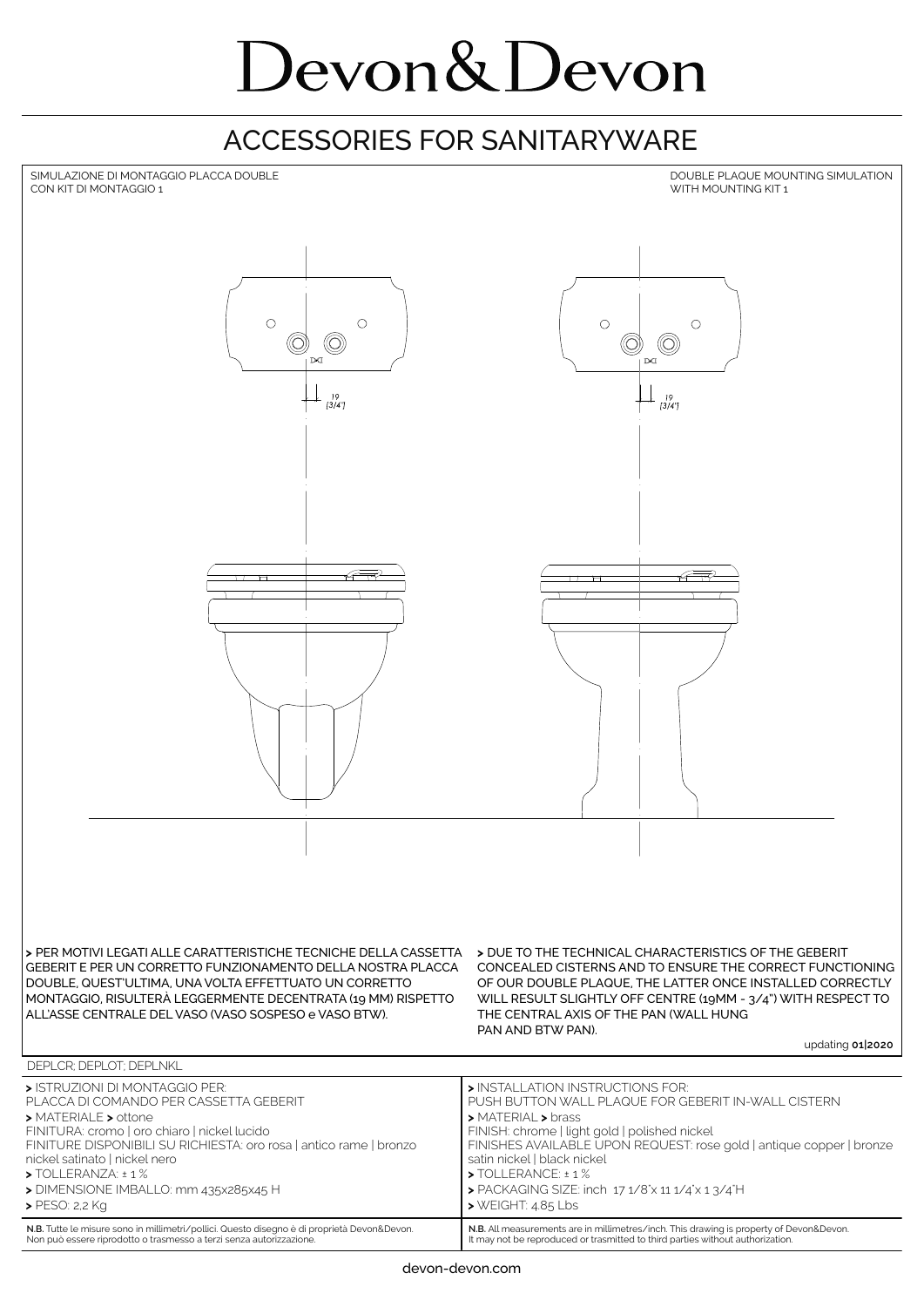# Devon&Devon

## ACCESSORIES FOR SANITARYWARE

SIMULAZIONE DI MONTAGGIO PLACCA DOUBLE
CON KIT DI MONTAGGIO 1

DOUBLE PLAQUE MOUNTING SIMULATION
WITH MOUNTING KIT 1

19
[3/4"]

19
[3/4"]

> PER MOTIVI LEGATI ALLE CARATTERISTICHE TECNICHE DELLA CASSETTA GEBERIT E PER UN CORRETTO FUNZIONAMENTO DELLA NOSTRA PLACCA DOUBLE, QUEST'ULTIMA, UNA VOLTA EFFETTUATO UN CORRETTO MONTAGGIO, RISULTERÀ LEGGERMENTE DECENTRATA (19 MM) RISPETTO ALL'ASSE CENTRALE DEL VASO (VASO SOSPESO e VASO BTW).

> DUE TO THE TECHNICAL CHARACTERISTICS OF THE GEBERIT CONCEALED CISTERNS AND TO ENSURE THE CORRECT FUNCTIONING OF OUR DOUBLE PLAQUE, THE LATTER ONCE INSTALLED CORRECTLY WILL RESULT SLIGHTLY OFF CENTRE (19MM - 3/4") WITH RESPECT TO THE CENTRAL AXIS OF THE PAN (WALL HUNG PAN AND BTW PAN).

updating **01|2020**

DEPLCR; DEPLOT; DEPLNKL

> ISTRUZIONI DI MONTAGGIO PER:
PLACCA DI COMANDO PER CASSETTA GEBERIT
> MATERIALE > ottone
FINITURA: cromo | oro chiaro | nickel lucido
FINITURE DISPONIBILI SU RICHIESTA: oro rosa | antico rame | bronzo nickel satinato | nickel nero
> TOLLERANZA: ± 1 %
> DIMENSIONE IMBALLO: mm 435x285x45 H
> PESO: 2,2 Kg

> INSTALLATION INSTRUCTIONS FOR:
PUSH BUTTON WALL PLAQUE FOR GEBERIT IN-WALL CISTERN
> MATERIAL > brass
FINISH: chrome | light gold | polished nickel
FINISHES AVAILABLE UPON REQUEST: rose gold | antique copper | bronze satin nickel | black nickel
> TOLLERANCE: ± 1 %
> PACKAGING SIZE: inch 17 1/8"x 11 1/4"x 1 3/4"H
> WEIGHT: 4.85 Lbs

**N.B.** Tutte le misure sono in millimetri/pollici. Questo disegno è di proprietà Devon&Devon. Non può essere riprodotto o trasmesso a terzi senza autorizzazione.

**N.B.** All measurements are in millimetres/inch. This drawing is property of Devon&Devon. It may not be reproduced or trasmitted to third parties without authorization.

devon-devon.com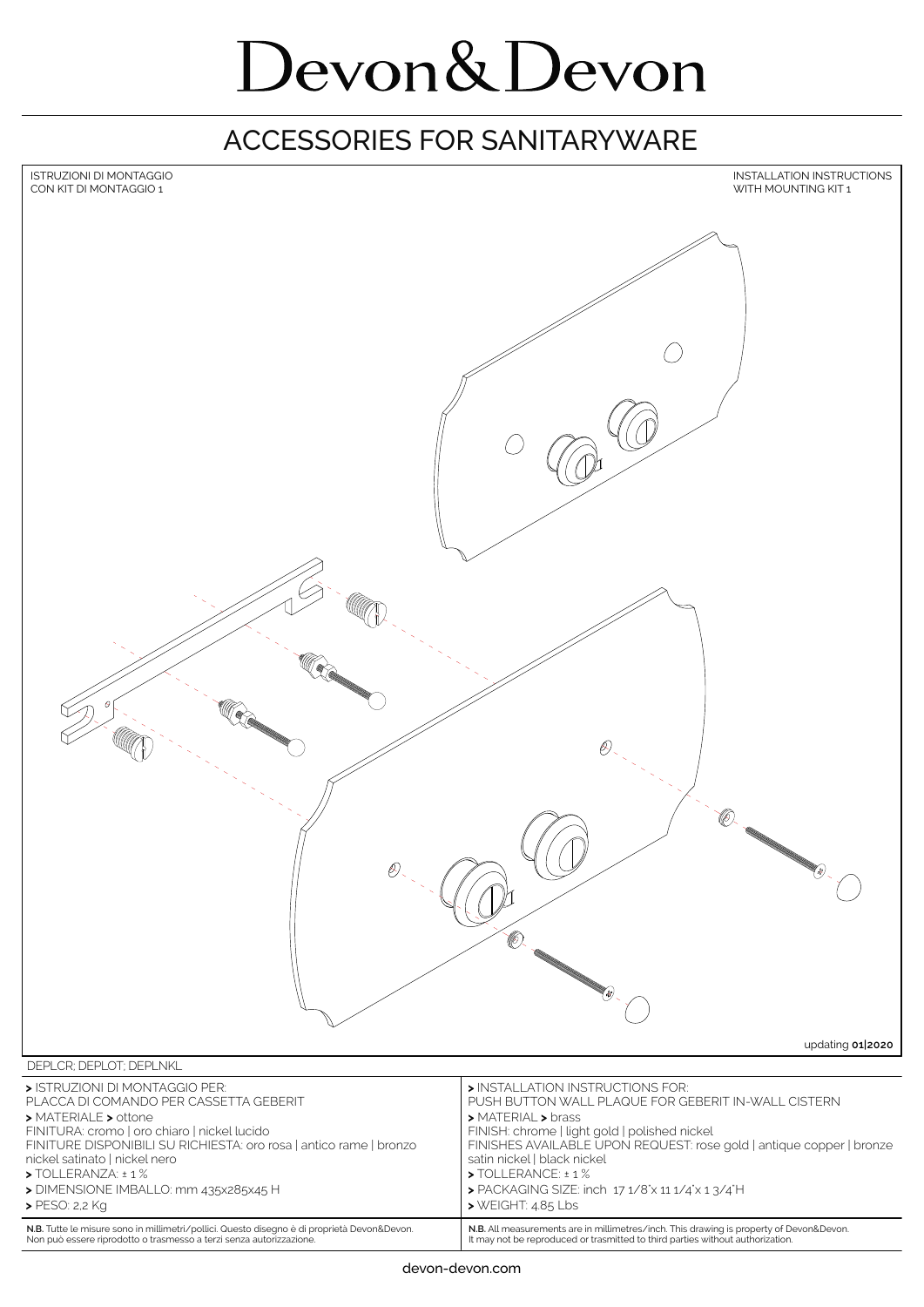# Devon&Devon

## ACCESSORIES FOR SANITARYWARE

ISTRUZIONI DI MONTAGGIO
CON KIT DI MONTAGGIO 1

INSTALLATION INSTRUCTIONS
WITH MOUNTING KIT 1

updating **01|2020**

DEPLCR; DEPLOT; DEPLNKL

**>** ISTRUZIONI DI MONTAGGIO PER:
PLACCA DI COMANDO PER CASSETTA GEBERIT
**>** MATERIALE **>** ottone
FINITURA: cromo | oro chiaro | nickel lucido
FINITURE DISPONIBILI SU RICHIESTA: oro rosa | antico rame | bronzo nickel satinato | nickel nero
**>** TOLLERANZA: ± 1 %
**>** DIMENSIONE IMBALLO: mm 435x285x45 H
**>** PESO: 2,2 Kg

**N.B.** Tutte le misure sono in millimetri/pollici. Questo disegno è di proprietà Devon&Devon. Non può essere riprodotto o trasmesso a terzi senza autorizzazione.

**>** INSTALLATION INSTRUCTIONS FOR:
PUSH BUTTON WALL PLAQUE FOR GEBERIT IN-WALL CISTERN
**>** MATERIAL **>** brass
FINISH: chrome | light gold | polished nickel
FINISHES AVAILABLE UPON REQUEST: rose gold | antique copper | bronze satin nickel | black nickel
**>** TOLLERANCE: ± 1 %
**>** PACKAGING SIZE: inch 17 1/8"x 11 1/4"x 1 3/4"H
**>** WEIGHT: 4.85 Lbs

**N.B.** All measurements are in millimetres/inch. This drawing is property of Devon&Devon. It may not be reproduced or trasmitted to third parties without authorization.

devon-devon.com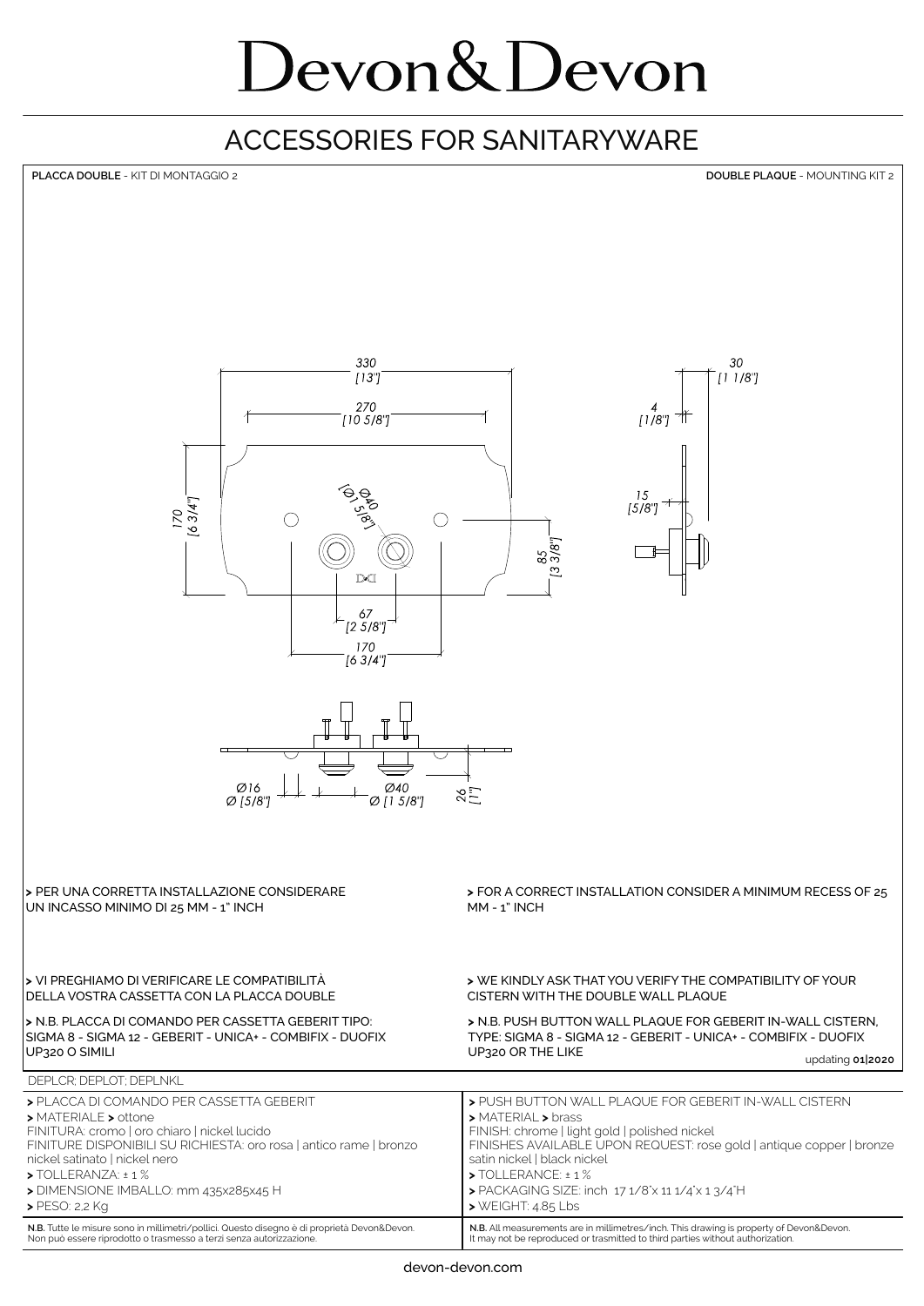# Devon&Devon

## ACCESSORIES FOR SANITARYWARE

**PLACCA DOUBLE** - KIT DI MONTAGGIO 2

**DOUBLE PLAQUE** - MOUNTING KIT 2

330 [13"]
270 [10 5/8"]
170 [6 3/4"]
Ø40 [Ø 1 5/8"]
85 [3 3/8"]
67 [2 5/8"]
170 [6 3/4"]
30 [1 1/8"]
4 [1/8"]
15 [5/8"]
Ø16 Ø [5/8"]
Ø40 Ø [1 5/8"]
26 [1"]

**>** PER UNA CORRETTA INSTALLAZIONE CONSIDERARE UN INCASSO MINIMO DI 25 MM - 1" INCH

**>** VI PREGHIAMO DI VERIFICARE LE COMPATIBILITÀ DELLA VOSTRA CASSETTA CON LA PLACCA DOUBLE

**>** N.B. PLACCA DI COMANDO PER CASSETTA GEBERIT TIPO: SIGMA 8 - SIGMA 12 - GEBERIT - UNICA+ - COMBIFIX - DUOFIX UP320 O SIMILI

**>** FOR A CORRECT INSTALLATION CONSIDER A MINIMUM RECESS OF 25 MM - 1" INCH

**>** WE KINDLY ASK THAT YOU VERIFY THE COMPATIBILITY OF YOUR CISTERN WITH THE DOUBLE WALL PLAQUE

**>** N.B. PUSH BUTTON WALL PLAQUE FOR GEBERIT IN-WALL CISTERN, TYPE: SIGMA 8 - SIGMA 12 - GEBERIT - UNICA+ - COMBIFIX - DUOFIX UP320 OR THE LIKE

updating **01|2020**

DEPLCR; DEPLOT; DEPLNKL

**>** PLACCA DI COMANDO PER CASSETTA GEBERIT
**>** MATERIALE **>** ottone
FINITURA: cromo | oro chiaro | nickel lucido
FINITURE DISPONIBILI SU RICHIESTA: oro rosa | antico rame | bronzo nickel satinato | nickel nero
**>** TOLLERANZA: ± 1 %
**>** DIMENSIONE IMBALLO: mm 435x285x45 H
**>** PESO: 2,2 Kg

**>** PUSH BUTTON WALL PLAQUE FOR GEBERIT IN-WALL CISTERN
**>** MATERIAL **>** brass
FINISH: chrome | light gold | polished nickel
FINISHES AVAILABLE UPON REQUEST: rose gold | antique copper | bronze satin nickel | black nickel
**>** TOLLERANCE: ± 1 %
**>** PACKAGING SIZE: inch 17 1/8"x 11 1/4"x 1 3/4"H
**>** WEIGHT: 4.85 Lbs

**N.B.** Tutte le misure sono in millimetri/pollici. Questo disegno è di proprietà Devon&Devon. Non può essere riprodotto o trasmesso a terzi senza autorizzazione.

**N.B.** All measurements are in millimetres/inch. This drawing is property of Devon&Devon. It may not be reproduced or trasmitted to third parties without authorization.

devon-devon.com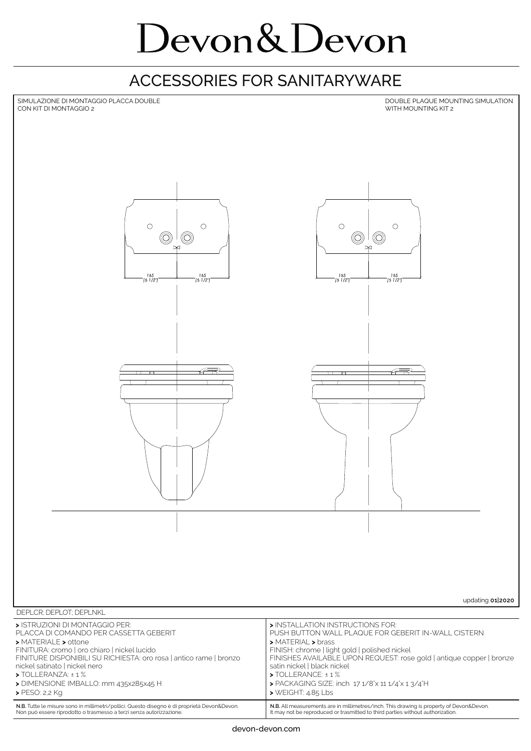# Devon&Devon

## ACCESSORIES FOR SANITARYWARE

SIMULAZIONE DI MONTAGGIO PLACCA DOUBLE
CON KIT DI MONTAGGIO 2

DOUBLE PLAQUE MOUNTING SIMULATION
WITH MOUNTING KIT 2

165 [6 1/2"] 165 [6 1/2"]

165 [6 1/2"] 165 [6 1/2"]

updating **01|2020**

DEPLCR; DEPLOT; DEPLNKL

> ISTRUZIONI DI MONTAGGIO PER:
PLACCA DI COMANDO PER CASSETTA GEBERIT
> MATERIALE > ottone
FINITURA: cromo | oro chiaro | nickel lucido
FINITURE DISPONIBILI SU RICHIESTA: oro rosa | antico rame | bronzo nickel satinato | nickel nero
> TOLLERANZA: ± 1 %
> DIMENSIONE IMBALLO: mm 435x285x45 H
> PESO: 2,2 Kg

**N.B.** Tutte le misure sono in millimetri/pollici. Questo disegno è di proprietà Devon&Devon. Non può essere riprodotto o trasmesso a terzi senza autorizzazione.

> INSTALLATION INSTRUCTIONS FOR:
PUSH BUTTON WALL PLAQUE FOR GEBERIT IN-WALL CISTERN
> MATERIAL > brass
FINISH: chrome | light gold | polished nickel
FINISHES AVAILABLE UPON REQUEST: rose gold | antique copper | bronze satin nickel | black nickel
> TOLLERANCE: ± 1 %
> PACKAGING SIZE: inch 17 1/8"x 11 1/4"x 1 3/4"H
> WEIGHT: 4.85 Lbs

**N.B.** All measurements are in millimetres/inch. This drawing is property of Devon&Devon. It may not be reproduced or trasmitted to third parties without authorization.

devon-devon.com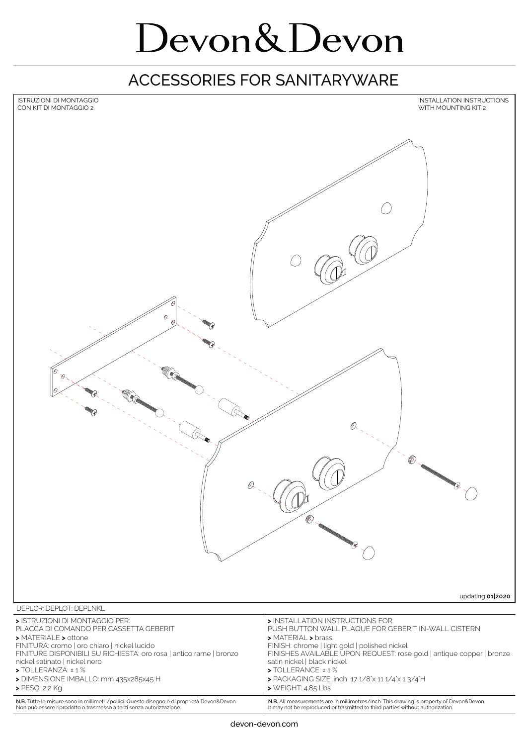# Devon&Devon

## ACCESSORIES FOR SANITARYWARE

ISTRUZIONI DI MONTAGGIO
CON KIT DI MONTAGGIO 2

INSTALLATION INSTRUCTIONS
WITH MOUNTING KIT 2

updating **01|2020**

DEPLCR; DEPLOT; DEPLNKL

| | |
|---|---|
| **>** ISTRUZIONI DI MONTAGGIO PER:<br>PLACCA DI COMANDO PER CASSETTA GEBERIT<br>**>** MATERIALE **>** ottone<br>FINITURA: cromo \| oro chiaro \| nickel lucido<br>FINITURE DISPONIBILI SU RICHIESTA: oro rosa \| antico rame \| bronzo nickel satinato \| nickel nero<br>**>** TOLLERANZA: ± 1 %<br>**>** DIMENSIONE IMBALLO: mm 435x285x45 H<br>**>** PESO: 2,2 Kg | **>** INSTALLATION INSTRUCTIONS FOR:<br>PUSH BUTTON WALL PLAQUE FOR GEBERIT IN-WALL CISTERN<br>**>** MATERIAL **>** brass<br>FINISH: chrome \| light gold \| polished nickel<br>FINISHES AVAILABLE UPON REQUEST: rose gold \| antique copper \| bronze satin nickel \| black nickel<br>**>** TOLLERANCE: ± 1 %<br>**>** PACKAGING SIZE: inch 17 1/8"x 11 1/4"x 1 3/4"H<br>**>** WEIGHT: 4.85 Lbs |
| **N.B.** Tutte le misure sono in millimetri/pollici. Questo disegno è di proprietà Devon&Devon. Non può essere riprodotto o trasmesso a terzi senza autorizzazione. | **N.B.** All measurements are in millimetres/inch. This drawing is property of Devon&Devon. It may not be reproduced or trasmitted to third parties without authorization. |

devon-devon.com